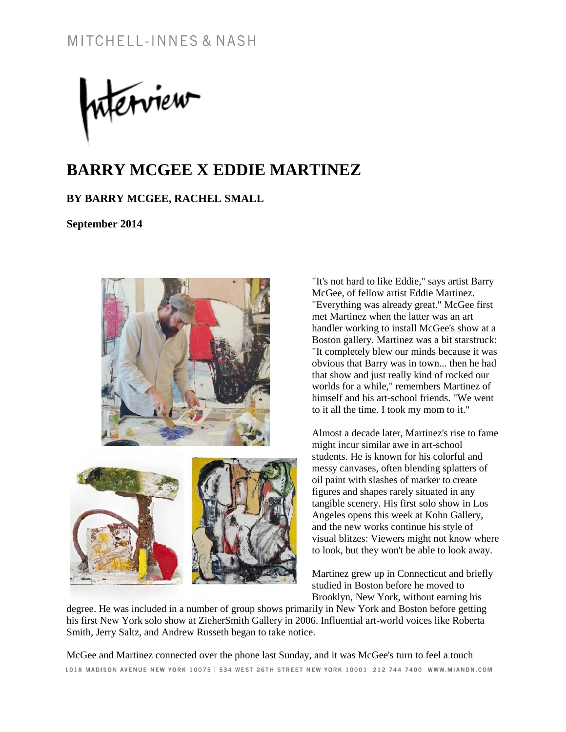MITCHELL-INNES & NASH

Interview

# BARRY MCGEE X EDDIE MARTINEZ

**BY BARRY MCGEE, RACHEL SMALL**

**September 2014**

"It's not hard to like Eddie," says artist Barry McGee, of fellow artist Eddie Martinez. "Everything was already great." McGee first met Martinez when the latter was an art handler working to install McGee's show at a Boston gallery. Martinez was a bit starstruck: "It completely blew our minds because it was obvious that Barry was in town... then he had that show and just really kind of rocked our worlds for a while," remembers Martinez of himself and his art-school friends. "We went to it all the time. I took my mom to it."

Almost a decade later, Martinez's rise to fame might incur similar awe in art-school students. He is known for his colorful and messy canvases, often blending splatters of oil paint with slashes of marker to create figures and shapes rarely situated in any tangible scenery. His first solo show in Los Angeles opens this week at Kohn Gallery, and the new works continue his style of visual blitzes: Viewers might not know where to look, but they won't be able to look away.

Martinez grew up in Connecticut and briefly studied in Boston before he moved to Brooklyn, New York, without earning his degree. He was included in a number of group shows primarily in New York and Boston before getting his first New York solo show at ZieherSmith Gallery in 2006. Influential art-world voices like Roberta Smith, Jerry Saltz, and Andrew Russeth began to take notice.

McGee and Martinez connected over the phone last Sunday, and it was McGee's turn to feel a touch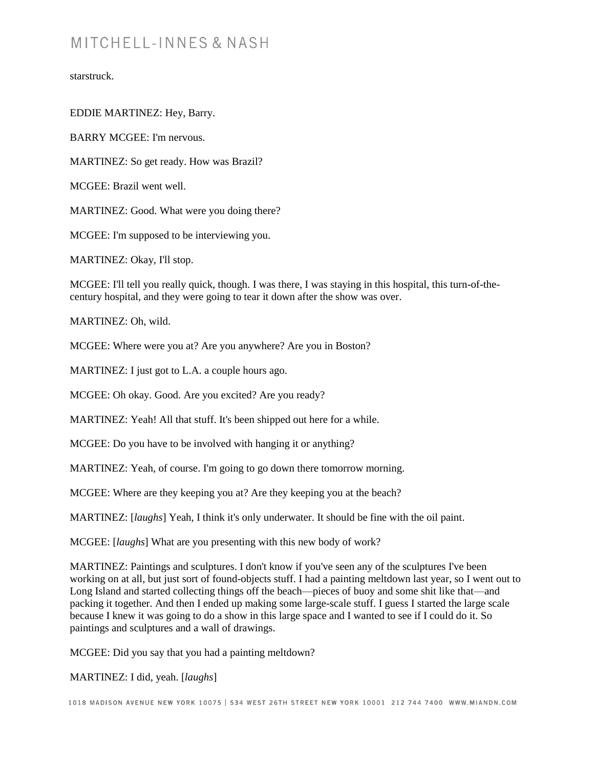starstruck.

EDDIE MARTINEZ: Hey, Barry.

BARRY MCGEE: I'm nervous.

MARTINEZ: So get ready. How was Brazil?

MCGEE: Brazil went well.

MARTINEZ: Good. What were you doing there?

MCGEE: I'm supposed to be interviewing you.

MARTINEZ: Okay, I'll stop.

MCGEE: I'll tell you really quick, though. I was there, I was staying in this hospital, this turn-of-the-century hospital, and they were going to tear it down after the show was over.

MARTINEZ: Oh, wild.

MCGEE: Where were you at? Are you anywhere? Are you in Boston?

MARTINEZ: I just got to L.A. a couple hours ago.

MCGEE: Oh okay. Good. Are you excited? Are you ready?

MARTINEZ: Yeah! All that stuff. It's been shipped out here for a while.

MCGEE: Do you have to be involved with hanging it or anything?

MARTINEZ: Yeah, of course. I'm going to go down there tomorrow morning.

MCGEE: Where are they keeping you at? Are they keeping you at the beach?

MARTINEZ: [*laughs*] Yeah, I think it's only underwater. It should be fine with the oil paint.

MCGEE: [*laughs*] What are you presenting with this new body of work?

MARTINEZ: Paintings and sculptures. I don't know if you've seen any of the sculptures I've been working on at all, but just sort of found-objects stuff. I had a painting meltdown last year, so I went out to Long Island and started collecting things off the beach—pieces of buoy and some shit like that—and packing it together. And then I ended up making some large-scale stuff. I guess I started the large scale because I knew it was going to do a show in this large space and I wanted to see if I could do it. So paintings and sculptures and a wall of drawings.

MCGEE: Did you say that you had a painting meltdown?

MARTINEZ: I did, yeah. [*laughs*]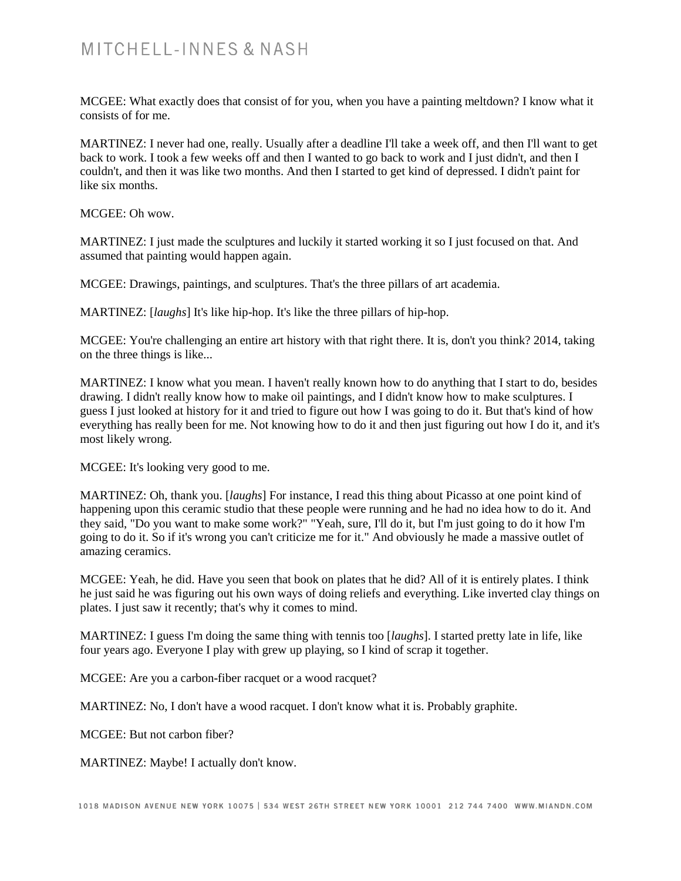MCGEE: What exactly does that consist of for you, when you have a painting meltdown? I know what it consists of for me.

MARTINEZ: I never had one, really. Usually after a deadline I'll take a week off, and then I'll want to get back to work. I took a few weeks off and then I wanted to go back to work and I just didn't, and then I couldn't, and then it was like two months. And then I started to get kind of depressed. I didn't paint for like six months.

MCGEE: Oh wow.

MARTINEZ: I just made the sculptures and luckily it started working it so I just focused on that. And assumed that painting would happen again.

MCGEE: Drawings, paintings, and sculptures. That's the three pillars of art academia.

MARTINEZ: [*laughs*] It's like hip-hop. It's like the three pillars of hip-hop.

MCGEE: You're challenging an entire art history with that right there. It is, don't you think? 2014, taking on the three things is like...

MARTINEZ: I know what you mean. I haven't really known how to do anything that I start to do, besides drawing. I didn't really know how to make oil paintings, and I didn't know how to make sculptures. I guess I just looked at history for it and tried to figure out how I was going to do it. But that's kind of how everything has really been for me. Not knowing how to do it and then just figuring out how I do it, and it's most likely wrong.

MCGEE: It's looking very good to me.

MARTINEZ: Oh, thank you. [*laughs*] For instance, I read this thing about Picasso at one point kind of happening upon this ceramic studio that these people were running and he had no idea how to do it. And they said, "Do you want to make some work?" "Yeah, sure, I'll do it, but I'm just going to do it how I'm going to do it. So if it's wrong you can't criticize me for it." And obviously he made a massive outlet of amazing ceramics.

MCGEE: Yeah, he did. Have you seen that book on plates that he did? All of it is entirely plates. I think he just said he was figuring out his own ways of doing reliefs and everything. Like inverted clay things on plates. I just saw it recently; that's why it comes to mind.

MARTINEZ: I guess I'm doing the same thing with tennis too [*laughs*]. I started pretty late in life, like four years ago. Everyone I play with grew up playing, so I kind of scrap it together.

MCGEE: Are you a carbon-fiber racquet or a wood racquet?

MARTINEZ: No, I don't have a wood racquet. I don't know what it is. Probably graphite.

MCGEE: But not carbon fiber?

MARTINEZ: Maybe! I actually don't know.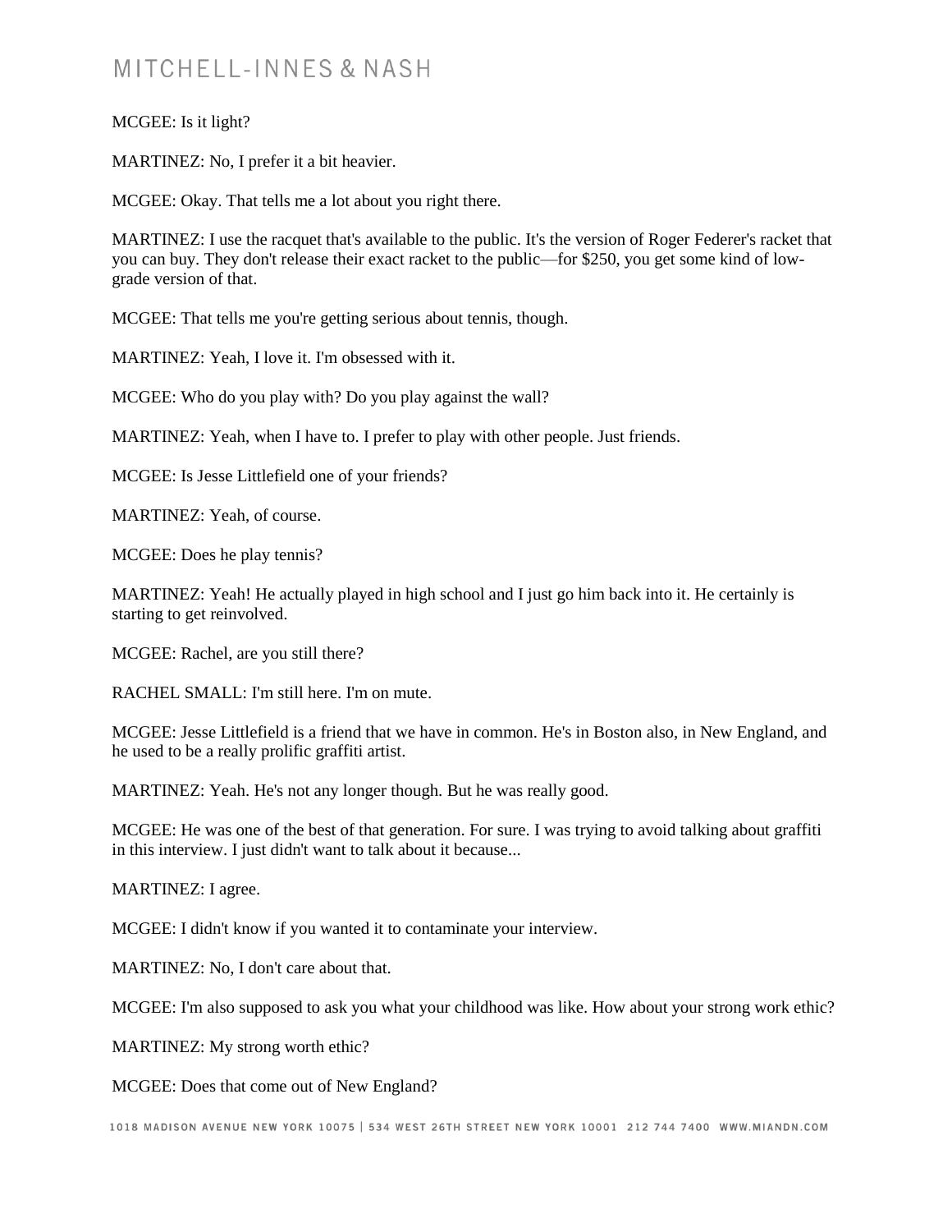MCGEE: Is it light?

MARTINEZ: No, I prefer it a bit heavier.

MCGEE: Okay. That tells me a lot about you right there.

MARTINEZ: I use the racquet that's available to the public. It's the version of Roger Federer's racket that you can buy. They don't release their exact racket to the public—for $250, you get some kind of low-grade version of that.

MCGEE: That tells me you're getting serious about tennis, though.

MARTINEZ: Yeah, I love it. I'm obsessed with it.

MCGEE: Who do you play with? Do you play against the wall?

MARTINEZ: Yeah, when I have to. I prefer to play with other people. Just friends.

MCGEE: Is Jesse Littlefield one of your friends?

MARTINEZ: Yeah, of course.

MCGEE: Does he play tennis?

MARTINEZ: Yeah! He actually played in high school and I just go him back into it. He certainly is starting to get reinvolved.

MCGEE: Rachel, are you still there?

RACHEL SMALL: I'm still here. I'm on mute.

MCGEE: Jesse Littlefield is a friend that we have in common. He's in Boston also, in New England, and he used to be a really prolific graffiti artist.

MARTINEZ: Yeah. He's not any longer though. But he was really good.

MCGEE: He was one of the best of that generation. For sure. I was trying to avoid talking about graffiti in this interview. I just didn't want to talk about it because...

MARTINEZ: I agree.

MCGEE: I didn't know if you wanted it to contaminate your interview.

MARTINEZ: No, I don't care about that.

MCGEE: I'm also supposed to ask you what your childhood was like. How about your strong work ethic?

MARTINEZ: My strong worth ethic?

MCGEE: Does that come out of New England?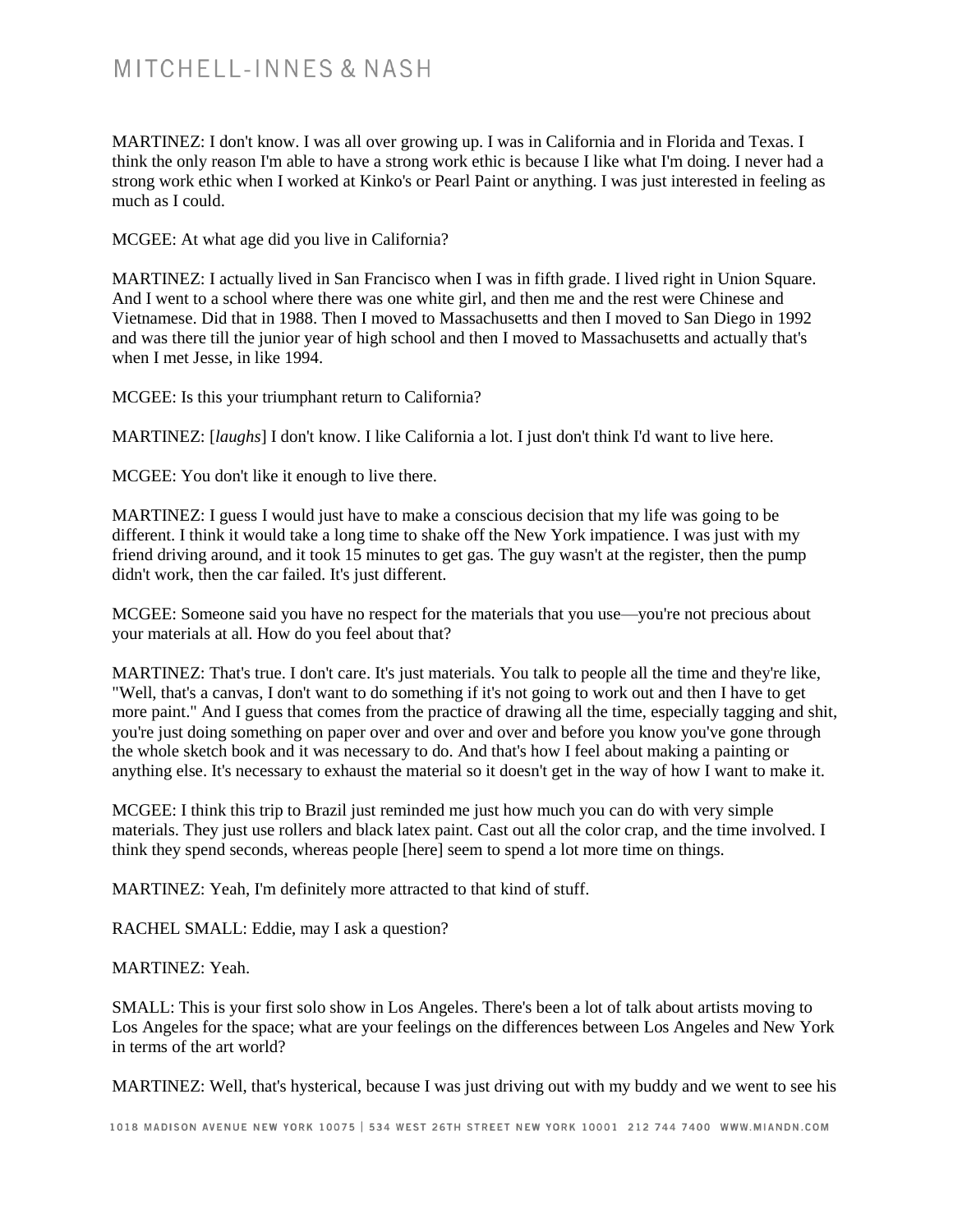MARTINEZ: I don't know. I was all over growing up. I was in California and in Florida and Texas. I think the only reason I'm able to have a strong work ethic is because I like what I'm doing. I never had a strong work ethic when I worked at Kinko's or Pearl Paint or anything. I was just interested in feeling as much as I could.

MCGEE: At what age did you live in California?

MARTINEZ: I actually lived in San Francisco when I was in fifth grade. I lived right in Union Square. And I went to a school where there was one white girl, and then me and the rest were Chinese and Vietnamese. Did that in 1988. Then I moved to Massachusetts and then I moved to San Diego in 1992 and was there till the junior year of high school and then I moved to Massachusetts and actually that's when I met Jesse, in like 1994.

MCGEE: Is this your triumphant return to California?

MARTINEZ: [*laughs*] I don't know. I like California a lot. I just don't think I'd want to live here.

MCGEE: You don't like it enough to live there.

MARTINEZ: I guess I would just have to make a conscious decision that my life was going to be different. I think it would take a long time to shake off the New York impatience. I was just with my friend driving around, and it took 15 minutes to get gas. The guy wasn't at the register, then the pump didn't work, then the car failed. It's just different.

MCGEE: Someone said you have no respect for the materials that you use—you're not precious about your materials at all. How do you feel about that?

MARTINEZ: That's true. I don't care. It's just materials. You talk to people all the time and they're like, "Well, that's a canvas, I don't want to do something if it's not going to work out and then I have to get more paint." And I guess that comes from the practice of drawing all the time, especially tagging and shit, you're just doing something on paper over and over and over and before you know you've gone through the whole sketch book and it was necessary to do. And that's how I feel about making a painting or anything else. It's necessary to exhaust the material so it doesn't get in the way of how I want to make it.

MCGEE: I think this trip to Brazil just reminded me just how much you can do with very simple materials. They just use rollers and black latex paint. Cast out all the color crap, and the time involved. I think they spend seconds, whereas people [here] seem to spend a lot more time on things.

MARTINEZ: Yeah, I'm definitely more attracted to that kind of stuff.

RACHEL SMALL: Eddie, may I ask a question?

MARTINEZ: Yeah.

SMALL: This is your first solo show in Los Angeles. There's been a lot of talk about artists moving to Los Angeles for the space; what are your feelings on the differences between Los Angeles and New York in terms of the art world?

MARTINEZ: Well, that's hysterical, because I was just driving out with my buddy and we went to see his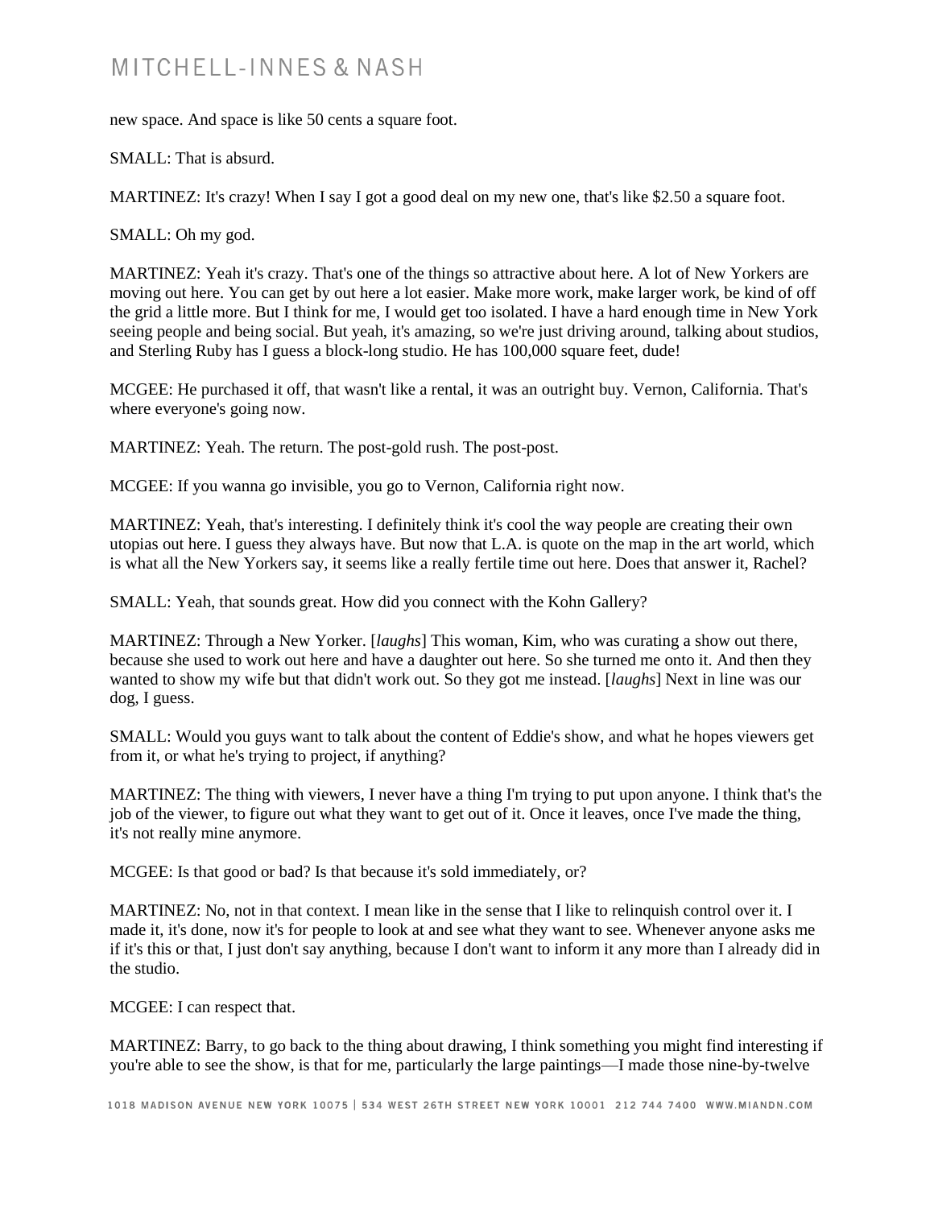new space. And space is like 50 cents a square foot.

SMALL: That is absurd.

MARTINEZ: It's crazy! When I say I got a good deal on my new one, that's like $2.50 a square foot.

SMALL: Oh my god.

MARTINEZ: Yeah it's crazy. That's one of the things so attractive about here. A lot of New Yorkers are moving out here. You can get by out here a lot easier. Make more work, make larger work, be kind of off the grid a little more. But I think for me, I would get too isolated. I have a hard enough time in New York seeing people and being social. But yeah, it's amazing, so we're just driving around, talking about studios, and Sterling Ruby has I guess a block-long studio. He has 100,000 square feet, dude!

MCGEE: He purchased it off, that wasn't like a rental, it was an outright buy. Vernon, California. That's where everyone's going now.

MARTINEZ: Yeah. The return. The post-gold rush. The post-post.

MCGEE: If you wanna go invisible, you go to Vernon, California right now.

MARTINEZ: Yeah, that's interesting. I definitely think it's cool the way people are creating their own utopias out here. I guess they always have. But now that L.A. is quote on the map in the art world, which is what all the New Yorkers say, it seems like a really fertile time out here. Does that answer it, Rachel?

SMALL: Yeah, that sounds great. How did you connect with the Kohn Gallery?

MARTINEZ: Through a New Yorker. [*laughs*] This woman, Kim, who was curating a show out there, because she used to work out here and have a daughter out here. So she turned me onto it. And then they wanted to show my wife but that didn't work out. So they got me instead. [*laughs*] Next in line was our dog, I guess.

SMALL: Would you guys want to talk about the content of Eddie's show, and what he hopes viewers get from it, or what he's trying to project, if anything?

MARTINEZ: The thing with viewers, I never have a thing I'm trying to put upon anyone. I think that's the job of the viewer, to figure out what they want to get out of it. Once it leaves, once I've made the thing, it's not really mine anymore.

MCGEE: Is that good or bad? Is that because it's sold immediately, or?

MARTINEZ: No, not in that context. I mean like in the sense that I like to relinquish control over it. I made it, it's done, now it's for people to look at and see what they want to see. Whenever anyone asks me if it's this or that, I just don't say anything, because I don't want to inform it any more than I already did in the studio.

MCGEE: I can respect that.

MARTINEZ: Barry, to go back to the thing about drawing, I think something you might find interesting if you're able to see the show, is that for me, particularly the large paintings—I made those nine-by-twelve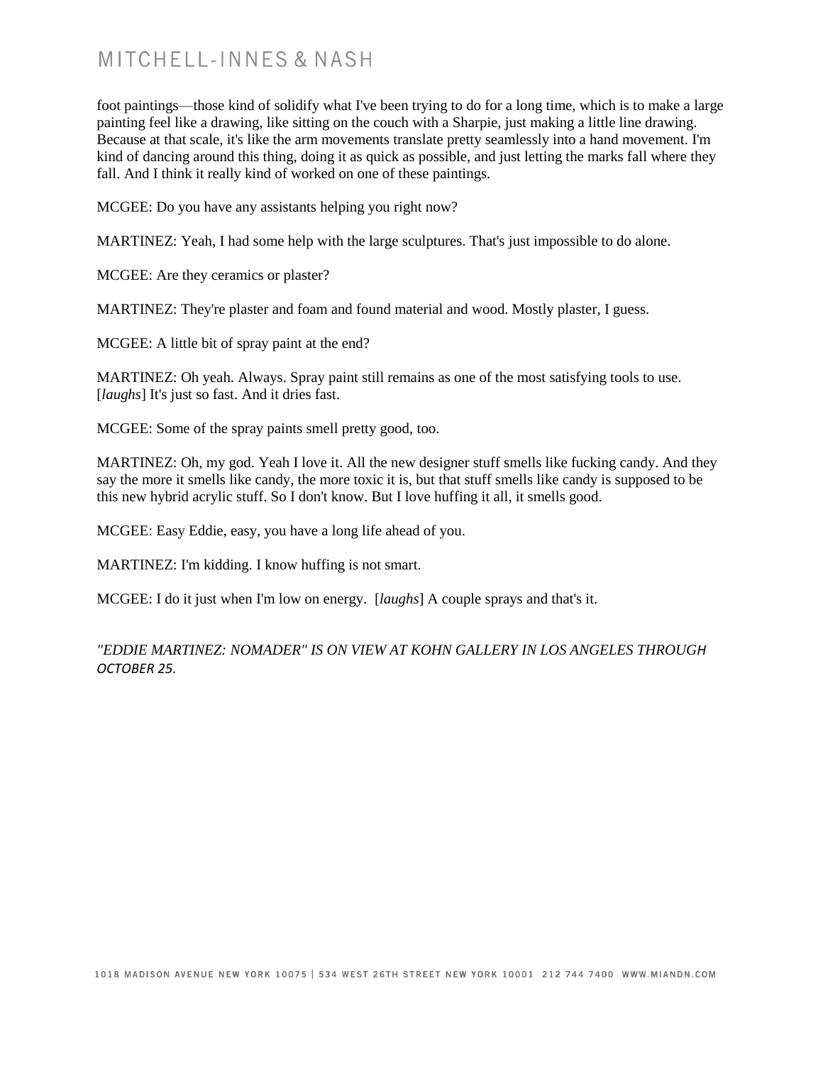foot paintings—those kind of solidify what I've been trying to do for a long time, which is to make a large painting feel like a drawing, like sitting on the couch with a Sharpie, just making a little line drawing. Because at that scale, it's like the arm movements translate pretty seamlessly into a hand movement. I'm kind of dancing around this thing, doing it as quick as possible, and just letting the marks fall where they fall. And I think it really kind of worked on one of these paintings.

MCGEE: Do you have any assistants helping you right now?

MARTINEZ: Yeah, I had some help with the large sculptures. That's just impossible to do alone.

MCGEE: Are they ceramics or plaster?

MARTINEZ: They're plaster and foam and found material and wood. Mostly plaster, I guess.

MCGEE: A little bit of spray paint at the end?

MARTINEZ: Oh yeah. Always. Spray paint still remains as one of the most satisfying tools to use. [*laughs*] It's just so fast. And it dries fast.

MCGEE: Some of the spray paints smell pretty good, too.

MARTINEZ: Oh, my god. Yeah I love it. All the new designer stuff smells like fucking candy. And they say the more it smells like candy, the more toxic it is, but that stuff smells like candy is supposed to be this new hybrid acrylic stuff. So I don't know. But I love huffing it all, it smells good.

MCGEE: Easy Eddie, easy, you have a long life ahead of you.

MARTINEZ: I'm kidding. I know huffing is not smart.

MCGEE: I do it just when I'm low on energy. [*laughs*] A couple sprays and that's it.

*"EDDIE MARTINEZ: NOMADER" IS ON VIEW AT KOHN GALLERY IN LOS ANGELES THROUGH OCTOBER 25.*